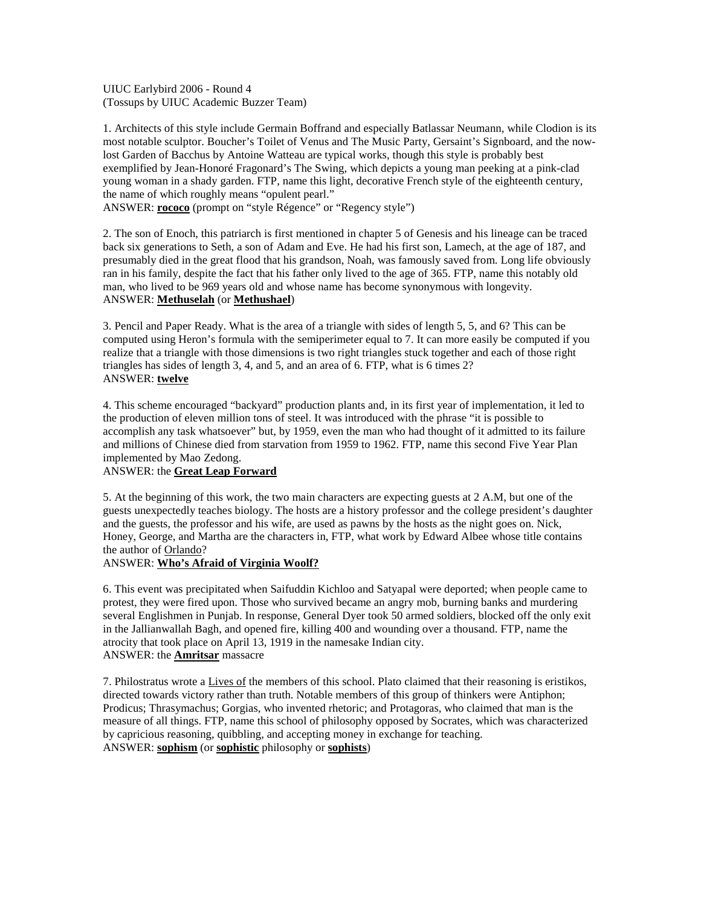UIUC Earlybird 2006 - Round 4
(Tossups by UIUC Academic Buzzer Team)

1. Architects of this style include Germain Boffrand and especially Batlassar Neumann, while Clodion is its most notable sculptor. Boucher's Toilet of Venus and The Music Party, Gersaint's Signboard, and the now-lost Garden of Bacchus by Antoine Watteau are typical works, though this style is probably best exemplified by Jean-Honoré Fragonard's The Swing, which depicts a young man peeking at a pink-clad young woman in a shady garden. FTP, name this light, decorative French style of the eighteenth century, the name of which roughly means "opulent pearl."
ANSWER: **rococo** (prompt on "style Régence" or "Regency style")

2. The son of Enoch, this patriarch is first mentioned in chapter 5 of Genesis and his lineage can be traced back six generations to Seth, a son of Adam and Eve. He had his first son, Lamech, at the age of 187, and presumably died in the great flood that his grandson, Noah, was famously saved from. Long life obviously ran in his family, despite the fact that his father only lived to the age of 365. FTP, name this notably old man, who lived to be 969 years old and whose name has become synonymous with longevity.
ANSWER: **Methuselah** (or **Methushael**)

3. Pencil and Paper Ready. What is the area of a triangle with sides of length 5, 5, and 6? This can be computed using Heron's formula with the semiperimeter equal to 7. It can more easily be computed if you realize that a triangle with those dimensions is two right triangles stuck together and each of those right triangles has sides of length 3, 4, and 5, and an area of 6. FTP, what is 6 times 2?
ANSWER: **twelve**

4. This scheme encouraged "backyard" production plants and, in its first year of implementation, it led to the production of eleven million tons of steel. It was introduced with the phrase "it is possible to accomplish any task whatsoever" but, by 1959, even the man who had thought of it admitted to its failure and millions of Chinese died from starvation from 1959 to 1962. FTP, name this second Five Year Plan implemented by Mao Zedong.
ANSWER: the **Great Leap Forward**

5. At the beginning of this work, the two main characters are expecting guests at 2 A.M, but one of the guests unexpectedly teaches biology. The hosts are a history professor and the college president's daughter and the guests, the professor and his wife, are used as pawns by the hosts as the night goes on. Nick, Honey, George, and Martha are the characters in, FTP, what work by Edward Albee whose title contains the author of Orlando?
ANSWER: **Who's Afraid of Virginia Woolf?**

6. This event was precipitated when Saifuddin Kichloo and Satyapal were deported; when people came to protest, they were fired upon. Those who survived became an angry mob, burning banks and murdering several Englishmen in Punjab. In response, General Dyer took 50 armed soldiers, blocked off the only exit in the Jallianwallah Bagh, and opened fire, killing 400 and wounding over a thousand. FTP, name the atrocity that took place on April 13, 1919 in the namesake Indian city.
ANSWER: the **Amritsar** massacre

7. Philostratus wrote a Lives of the members of this school. Plato claimed that their reasoning is eristikos, directed towards victory rather than truth. Notable members of this group of thinkers were Antiphon; Prodicus; Thrasymachus; Gorgias, who invented rhetoric; and Protagoras, who claimed that man is the measure of all things. FTP, name this school of philosophy opposed by Socrates, which was characterized by capricious reasoning, quibbling, and accepting money in exchange for teaching.
ANSWER: **sophism** (or **sophistic** philosophy or **sophists**)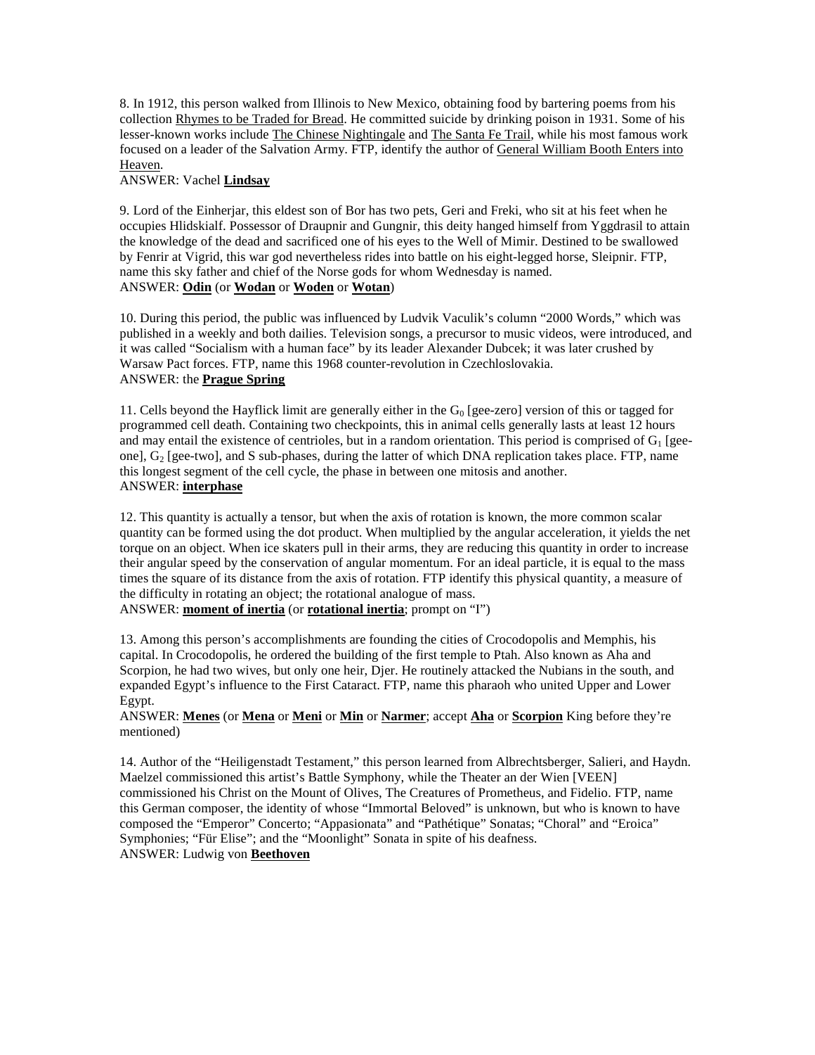8. In 1912, this person walked from Illinois to New Mexico, obtaining food by bartering poems from his collection Rhymes to be Traded for Bread. He committed suicide by drinking poison in 1931. Some of his lesser-known works include The Chinese Nightingale and The Santa Fe Trail, while his most famous work focused on a leader of the Salvation Army. FTP, identify the author of General William Booth Enters into Heaven.

ANSWER: Vachel **Lindsay**

9. Lord of the Einherjar, this eldest son of Bor has two pets, Geri and Freki, who sit at his feet when he occupies Hlidskialf. Possessor of Draupnir and Gungnir, this deity hanged himself from Yggdrasil to attain the knowledge of the dead and sacrificed one of his eyes to the Well of Mimir. Destined to be swallowed by Fenrir at Vigrid, this war god nevertheless rides into battle on his eight-legged horse, Sleipnir. FTP, name this sky father and chief of the Norse gods for whom Wednesday is named.

ANSWER: **Odin** (or **Wodan** or **Woden** or **Wotan**)

10. During this period, the public was influenced by Ludvik Vaculik's column "2000 Words," which was published in a weekly and both dailies. Television songs, a precursor to music videos, were introduced, and it was called "Socialism with a human face" by its leader Alexander Dubcek; it was later crushed by Warsaw Pact forces. FTP, name this 1968 counter-revolution in Czechloslovakia.

ANSWER: the **Prague Spring**

11. Cells beyond the Hayflick limit are generally either in the $G_0$ [gee-zero] version of this or tagged for programmed cell death. Containing two checkpoints, this in animal cells generally lasts at least 12 hours and may entail the existence of centrioles, but in a random orientation. This period is comprised of $G_1$ [gee-one], $G_2$ [gee-two], and S sub-phases, during the latter of which DNA replication takes place. FTP, name this longest segment of the cell cycle, the phase in between one mitosis and another.

ANSWER: **interphase**

12. This quantity is actually a tensor, but when the axis of rotation is known, the more common scalar quantity can be formed using the dot product. When multiplied by the angular acceleration, it yields the net torque on an object. When ice skaters pull in their arms, they are reducing this quantity in order to increase their angular speed by the conservation of angular momentum. For an ideal particle, it is equal to the mass times the square of its distance from the axis of rotation. FTP identify this physical quantity, a measure of the difficulty in rotating an object; the rotational analogue of mass.

ANSWER: **moment of inertia** (or **rotational inertia**; prompt on "I")

13. Among this person's accomplishments are founding the cities of Crocodopolis and Memphis, his capital. In Crocodopolis, he ordered the building of the first temple to Ptah. Also known as Aha and Scorpion, he had two wives, but only one heir, Djer. He routinely attacked the Nubians in the south, and expanded Egypt's influence to the First Cataract. FTP, name this pharaoh who united Upper and Lower Egypt.

ANSWER: **Menes** (or **Mena** or **Meni** or **Min** or **Narmer**; accept **Aha** or **Scorpion** King before they're mentioned)

14. Author of the "Heiligenstadt Testament," this person learned from Albrechtsberger, Salieri, and Haydn. Maelzel commissioned this artist's Battle Symphony, while the Theater an der Wien [VEEN] commissioned his Christ on the Mount of Olives, The Creatures of Prometheus, and Fidelio. FTP, name this German composer, the identity of whose "Immortal Beloved" is unknown, but who is known to have composed the "Emperor" Concerto; "Appasionata" and "Pathétique" Sonatas; "Choral" and "Eroica" Symphonies; "Für Elise"; and the "Moonlight" Sonata in spite of his deafness.

ANSWER: Ludwig von **Beethoven**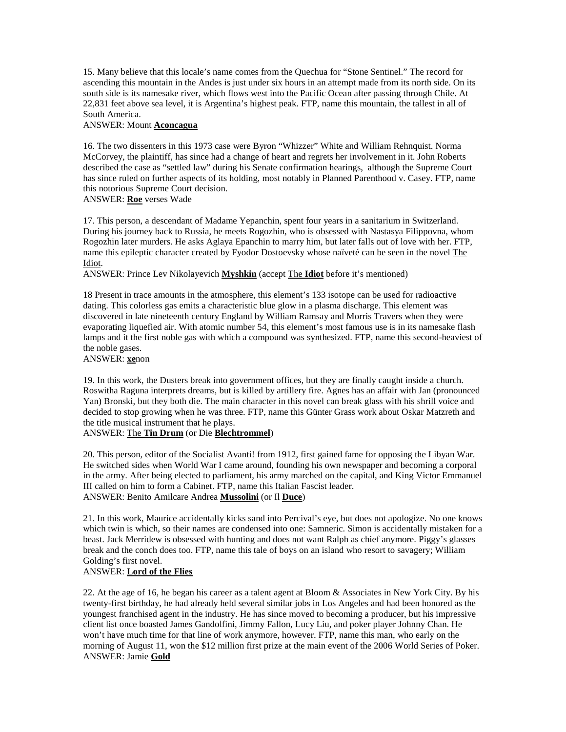15. Many believe that this locale's name comes from the Quechua for "Stone Sentinel." The record for ascending this mountain in the Andes is just under six hours in an attempt made from its north side. On its south side is its namesake river, which flows west into the Pacific Ocean after passing through Chile. At 22,831 feet above sea level, it is Argentina's highest peak. FTP, name this mountain, the tallest in all of South America.

ANSWER: Mount **Aconcagua**

16. The two dissenters in this 1973 case were Byron "Whizzer" White and William Rehnquist. Norma McCorvey, the plaintiff, has since had a change of heart and regrets her involvement in it. John Roberts described the case as "settled law" during his Senate confirmation hearings, although the Supreme Court has since ruled on further aspects of its holding, most notably in Planned Parenthood v. Casey. FTP, name this notorious Supreme Court decision.

ANSWER: **Roe** verses Wade

17. This person, a descendant of Madame Yepanchin, spent four years in a sanitarium in Switzerland. During his journey back to Russia, he meets Rogozhin, who is obsessed with Nastasya Filippovna, whom Rogozhin later murders. He asks Aglaya Epanchin to marry him, but later falls out of love with her. FTP, name this epileptic character created by Fyodor Dostoevsky whose naïveté can be seen in the novel The Idiot.

ANSWER: Prince Lev Nikolayevich **Myshkin** (accept The **Idiot** before it's mentioned)

18 Present in trace amounts in the atmosphere, this element's 133 isotope can be used for radioactive dating. This colorless gas emits a characteristic blue glow in a plasma discharge. This element was discovered in late nineteenth century England by William Ramsay and Morris Travers when they were evaporating liquefied air. With atomic number 54, this element's most famous use is in its namesake flash lamps and it the first noble gas with which a compound was synthesized. FTP, name this second-heaviest of the noble gases.

ANSWER: **xe**non

19. In this work, the Dusters break into government offices, but they are finally caught inside a church. Roswitha Raguna interprets dreams, but is killed by artillery fire. Agnes has an affair with Jan (pronounced Yan) Bronski, but they both die. The main character in this novel can break glass with his shrill voice and decided to stop growing when he was three. FTP, name this Günter Grass work about Oskar Matzreth and the title musical instrument that he plays.

ANSWER: The **Tin Drum** (or Die **Blechtrommel**)

20. This person, editor of the Socialist Avanti! from 1912, first gained fame for opposing the Libyan War. He switched sides when World War I came around, founding his own newspaper and becoming a corporal in the army. After being elected to parliament, his army marched on the capital, and King Victor Emmanuel III called on him to form a Cabinet. FTP, name this Italian Fascist leader.

ANSWER: Benito Amilcare Andrea **Mussolini** (or Il **Duce**)

21. In this work, Maurice accidentally kicks sand into Percival's eye, but does not apologize. No one knows which twin is which, so their names are condensed into one: Samneric. Simon is accidentally mistaken for a beast. Jack Merridew is obsessed with hunting and does not want Ralph as chief anymore. Piggy's glasses break and the conch does too. FTP, name this tale of boys on an island who resort to savagery; William Golding's first novel.

ANSWER: **Lord of the Flies**

22. At the age of 16, he began his career as a talent agent at Bloom & Associates in New York City. By his twenty-first birthday, he had already held several similar jobs in Los Angeles and had been honored as the youngest franchised agent in the industry. He has since moved to becoming a producer, but his impressive client list once boasted James Gandolfini, Jimmy Fallon, Lucy Liu, and poker player Johnny Chan. He won't have much time for that line of work anymore, however. FTP, name this man, who early on the morning of August 11, won the $12 million first prize at the main event of the 2006 World Series of Poker.

ANSWER: Jamie **Gold**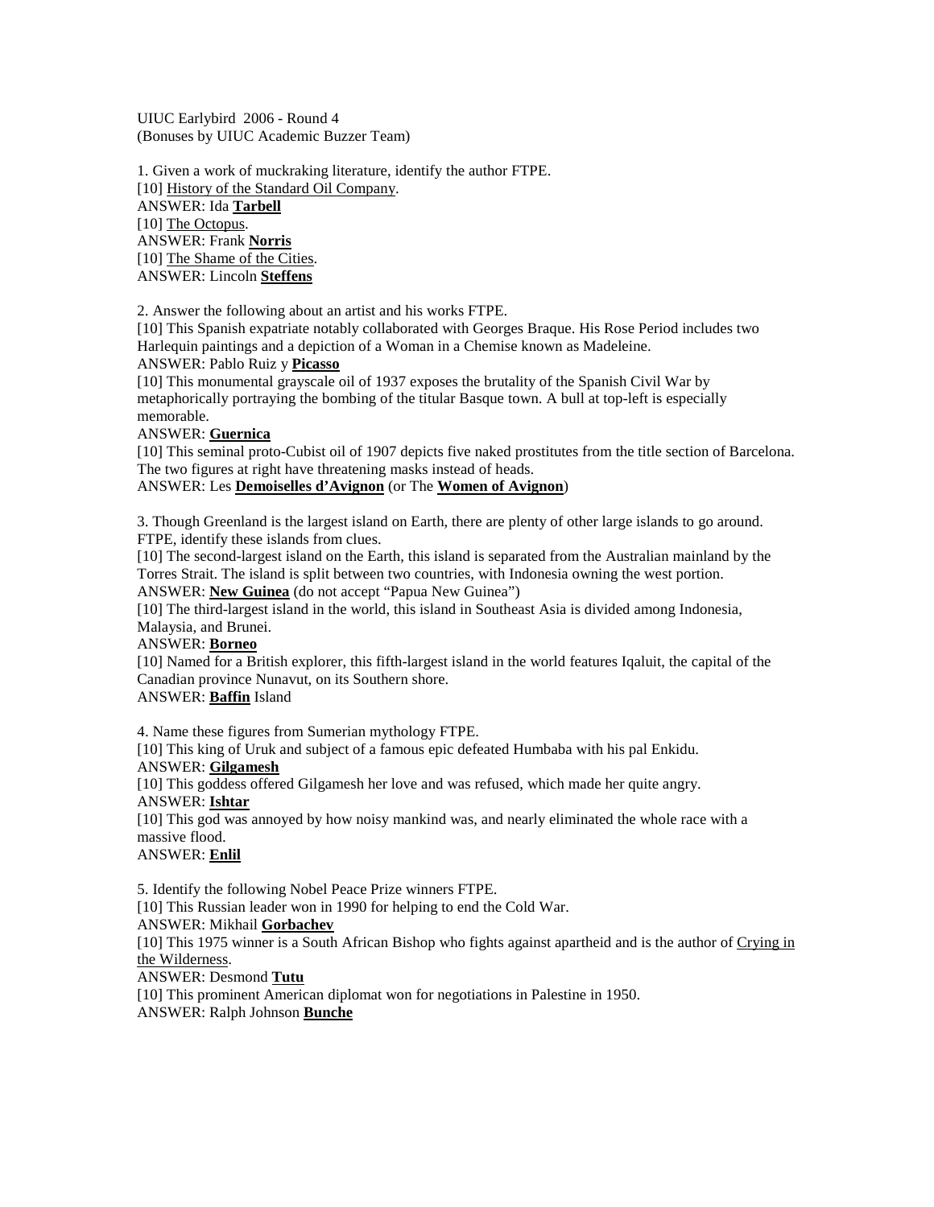UIUC Earlybird 2006 - Round 4
(Bonuses by UIUC Academic Buzzer Team)

1. Given a work of muckraking literature, identify the author FTPE.
[10] History of the Standard Oil Company.
ANSWER: Ida **Tarbell**
[10] The Octopus.
ANSWER: Frank **Norris**
[10] The Shame of the Cities.
ANSWER: Lincoln **Steffens**

2. Answer the following about an artist and his works FTPE.
[10] This Spanish expatriate notably collaborated with Georges Braque. His Rose Period includes two Harlequin paintings and a depiction of a Woman in a Chemise known as Madeleine.
ANSWER: Pablo Ruiz y **Picasso**
[10] This monumental grayscale oil of 1937 exposes the brutality of the Spanish Civil War by metaphorically portraying the bombing of the titular Basque town. A bull at top-left is especially memorable.
ANSWER: **Guernica**
[10] This seminal proto-Cubist oil of 1907 depicts five naked prostitutes from the title section of Barcelona. The two figures at right have threatening masks instead of heads.
ANSWER: Les **Demoiselles d'Avignon** (or The **Women of Avignon**)

3. Though Greenland is the largest island on Earth, there are plenty of other large islands to go around. FTPE, identify these islands from clues.
[10] The second-largest island on the Earth, this island is separated from the Australian mainland by the Torres Strait. The island is split between two countries, with Indonesia owning the west portion.
ANSWER: **New Guinea** (do not accept "Papua New Guinea")
[10] The third-largest island in the world, this island in Southeast Asia is divided among Indonesia, Malaysia, and Brunei.
ANSWER: **Borneo**
[10] Named for a British explorer, this fifth-largest island in the world features Iqaluit, the capital of the Canadian province Nunavut, on its Southern shore.
ANSWER: **Baffin** Island

4. Name these figures from Sumerian mythology FTPE.
[10] This king of Uruk and subject of a famous epic defeated Humbaba with his pal Enkidu.
ANSWER: **Gilgamesh**
[10] This goddess offered Gilgamesh her love and was refused, which made her quite angry.
ANSWER: **Ishtar**
[10] This god was annoyed by how noisy mankind was, and nearly eliminated the whole race with a massive flood.
ANSWER: **Enlil**

5. Identify the following Nobel Peace Prize winners FTPE.
[10] This Russian leader won in 1990 for helping to end the Cold War.
ANSWER: Mikhail **Gorbachev**
[10] This 1975 winner is a South African Bishop who fights against apartheid and is the author of Crying in the Wilderness.
ANSWER: Desmond **Tutu**
[10] This prominent American diplomat won for negotiations in Palestine in 1950.
ANSWER: Ralph Johnson **Bunche**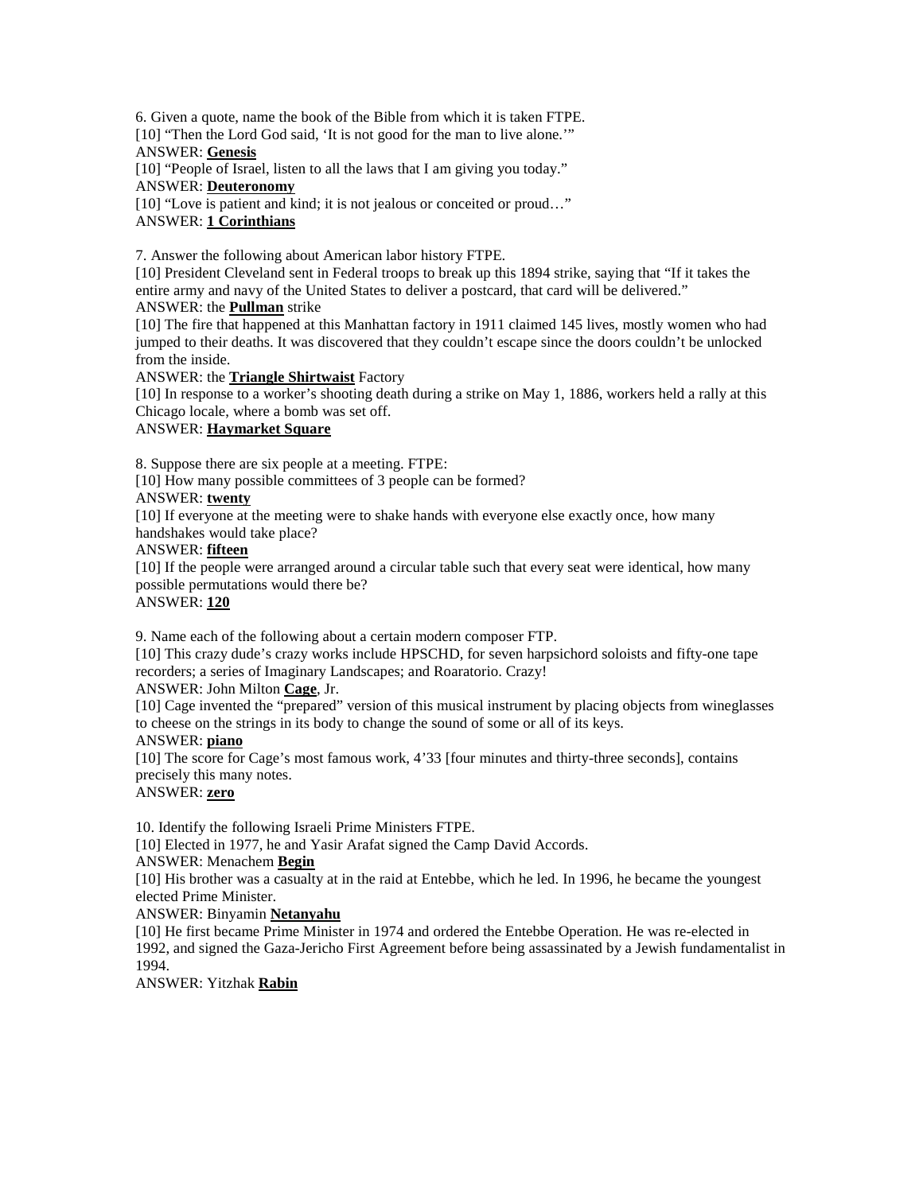6. Given a quote, name the book of the Bible from which it is taken FTPE.

[10] "Then the Lord God said, 'It is not good for the man to live alone.'"

ANSWER: **Genesis**

[10] "People of Israel, listen to all the laws that I am giving you today."

ANSWER: **Deuteronomy**

[10] "Love is patient and kind; it is not jealous or conceited or proud…"

ANSWER: **1 Corinthians**

7. Answer the following about American labor history FTPE.

[10] President Cleveland sent in Federal troops to break up this 1894 strike, saying that "If it takes the entire army and navy of the United States to deliver a postcard, that card will be delivered."

ANSWER: the **Pullman** strike

[10] The fire that happened at this Manhattan factory in 1911 claimed 145 lives, mostly women who had jumped to their deaths. It was discovered that they couldn't escape since the doors couldn't be unlocked from the inside.

ANSWER: the **Triangle Shirtwaist** Factory

[10] In response to a worker's shooting death during a strike on May 1, 1886, workers held a rally at this Chicago locale, where a bomb was set off.

ANSWER: **Haymarket Square**

8. Suppose there are six people at a meeting. FTPE:

[10] How many possible committees of 3 people can be formed?

ANSWER: **twenty**

[10] If everyone at the meeting were to shake hands with everyone else exactly once, how many handshakes would take place?

ANSWER: **fifteen**

[10] If the people were arranged around a circular table such that every seat were identical, how many possible permutations would there be?

ANSWER: **120**

9. Name each of the following about a certain modern composer FTP.

[10] This crazy dude's crazy works include HPSCHD, for seven harpsichord soloists and fifty-one tape recorders; a series of Imaginary Landscapes; and Roaratorio. Crazy!

ANSWER: John Milton **Cage**, Jr.

[10] Cage invented the "prepared" version of this musical instrument by placing objects from wineglasses to cheese on the strings in its body to change the sound of some or all of its keys.

ANSWER: **piano**

[10] The score for Cage's most famous work, 4'33 [four minutes and thirty-three seconds], contains precisely this many notes.

ANSWER: **zero**

10. Identify the following Israeli Prime Ministers FTPE.

[10] Elected in 1977, he and Yasir Arafat signed the Camp David Accords.

ANSWER: Menachem **Begin**

[10] His brother was a casualty at in the raid at Entebbe, which he led. In 1996, he became the youngest elected Prime Minister.

ANSWER: Binyamin **Netanyahu**

[10] He first became Prime Minister in 1974 and ordered the Entebbe Operation. He was re-elected in 1992, and signed the Gaza-Jericho First Agreement before being assassinated by a Jewish fundamentalist in 1994.

ANSWER: Yitzhak **Rabin**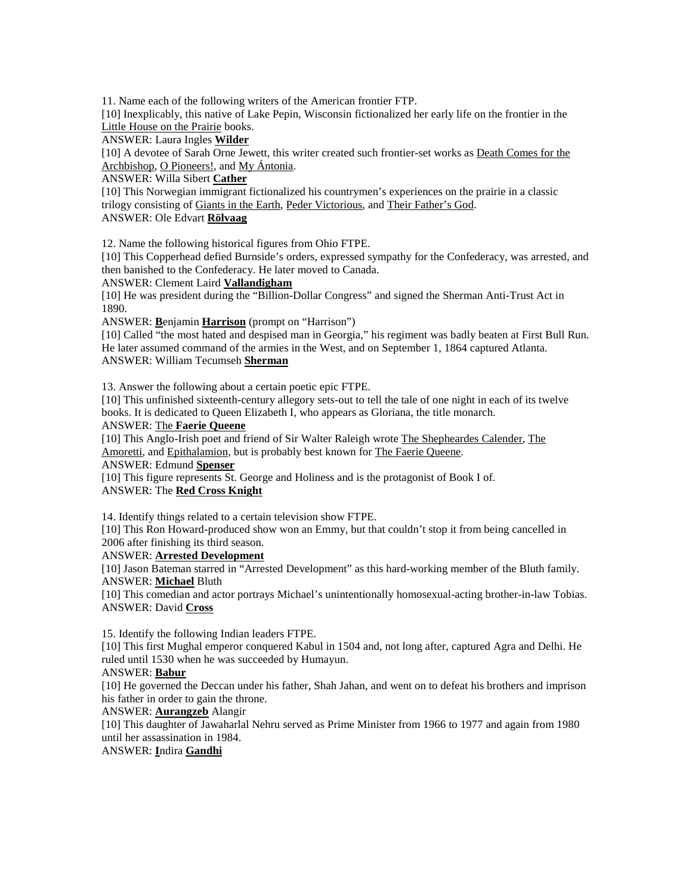11. Name each of the following writers of the American frontier FTP.

[10] Inexplicably, this native of Lake Pepin, Wisconsin fictionalized her early life on the frontier in the Little House on the Prairie books.

ANSWER: Laura Ingles **Wilder**

[10] A devotee of Sarah Orne Jewett, this writer created such frontier-set works as Death Comes for the Archbishop, O Pioneers!, and My Ántonia.

ANSWER: Willa Sibert **Cather**

[10] This Norwegian immigrant fictionalized his countrymen's experiences on the prairie in a classic trilogy consisting of Giants in the Earth, Peder Victorious, and Their Father's God.

ANSWER: Ole Edvart **Rölvaag**

12. Name the following historical figures from Ohio FTPE.

[10] This Copperhead defied Burnside's orders, expressed sympathy for the Confederacy, was arrested, and then banished to the Confederacy. He later moved to Canada.

ANSWER: Clement Laird **Vallandigham**

[10] He was president during the "Billion-Dollar Congress" and signed the Sherman Anti-Trust Act in 1890.

ANSWER: **B**enjamin **Harrison** (prompt on "Harrison")

[10] Called "the most hated and despised man in Georgia," his regiment was badly beaten at First Bull Run. He later assumed command of the armies in the West, and on September 1, 1864 captured Atlanta.

ANSWER: William Tecumseh **Sherman**

13. Answer the following about a certain poetic epic FTPE.

[10] This unfinished sixteenth-century allegory sets-out to tell the tale of one night in each of its twelve books. It is dedicated to Queen Elizabeth I, who appears as Gloriana, the title monarch.

ANSWER: The **Faerie Queene**

[10] This Anglo-Irish poet and friend of Sir Walter Raleigh wrote The Sheapheardes Calender, The Amoretti, and Epithalamion, but is probably best known for The Faerie Queene.

ANSWER: Edmund **Spenser**

[10] This figure represents St. George and Holiness and is the protagonist of Book I of.

ANSWER: The **Red Cross Knight**

14. Identify things related to a certain television show FTPE.

[10] This Ron Howard-produced show won an Emmy, but that couldn't stop it from being cancelled in 2006 after finishing its third season.

ANSWER: **Arrested Development**

[10] Jason Bateman starred in "Arrested Development" as this hard-working member of the Bluth family.

ANSWER: **Michael** Bluth

[10] This comedian and actor portrays Michael's unintentionally homosexual-acting brother-in-law Tobias.

ANSWER: David **Cross**

15. Identify the following Indian leaders FTPE.

[10] This first Mughal emperor conquered Kabul in 1504 and, not long after, captured Agra and Delhi. He ruled until 1530 when he was succeeded by Humayun.

ANSWER: **Babur**

[10] He governed the Deccan under his father, Shah Jahan, and went on to defeat his brothers and imprison his father in order to gain the throne.

ANSWER: **Aurangzeb** Alangir

[10] This daughter of Jawaharlal Nehru served as Prime Minister from 1966 to 1977 and again from 1980 until her assassination in 1984.

ANSWER: **I**ndira **Gandhi**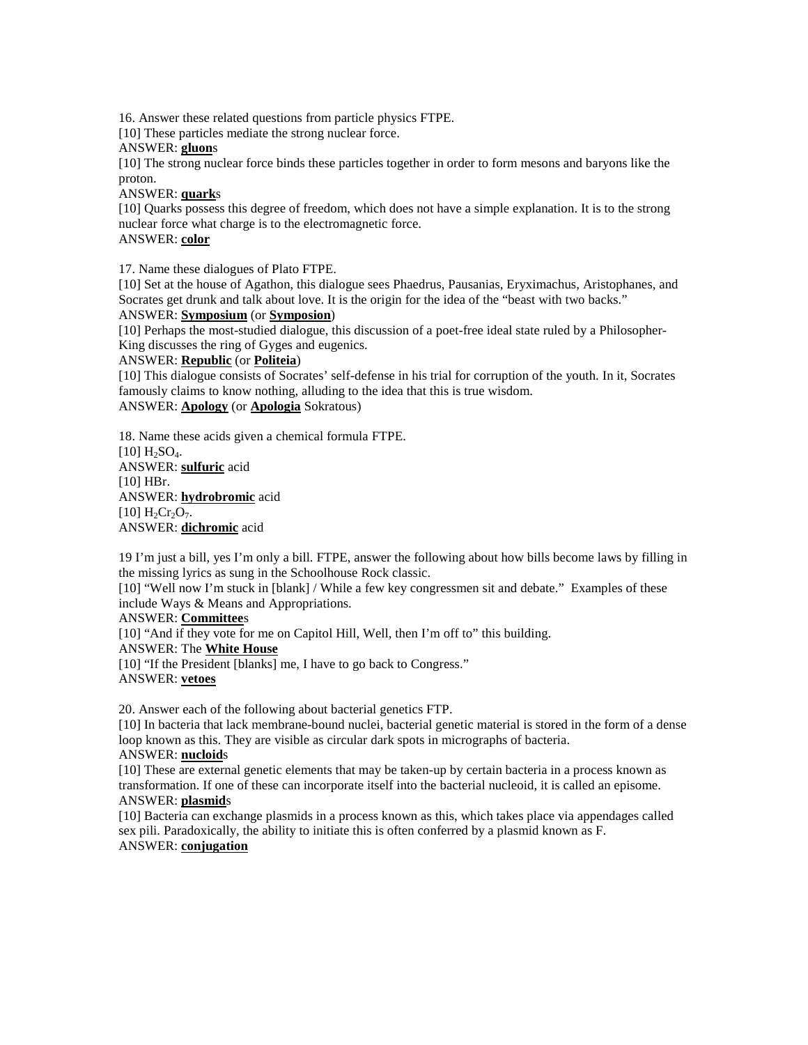16. Answer these related questions from particle physics FTPE.

[10] These particles mediate the strong nuclear force.

ANSWER: **gluon**s

[10] The strong nuclear force binds these particles together in order to form mesons and baryons like the proton.

ANSWER: **quark**s

[10] Quarks possess this degree of freedom, which does not have a simple explanation. It is to the strong nuclear force what charge is to the electromagnetic force.

ANSWER: **color**

17. Name these dialogues of Plato FTPE.

[10] Set at the house of Agathon, this dialogue sees Phaedrus, Pausanias, Eryximachus, Aristophanes, and Socrates get drunk and talk about love. It is the origin for the idea of the "beast with two backs."

ANSWER: **Symposium** (or **Symposion**)

[10] Perhaps the most-studied dialogue, this discussion of a poet-free ideal state ruled by a Philosopher-King discusses the ring of Gyges and eugenics.

ANSWER: **Republic** (or **Politeia**)

[10] This dialogue consists of Socrates' self-defense in his trial for corruption of the youth. In it, Socrates famously claims to know nothing, alluding to the idea that this is true wisdom.

ANSWER: **Apology** (or **Apologia** Sokratous)

18. Name these acids given a chemical formula FTPE.

[10] $H_2SO_4$.

ANSWER: **sulfuric** acid

[10] HBr.

ANSWER: **hydrobromic** acid

[10] $H_2Cr_2O_7$.

ANSWER: **dichromic** acid

19 I'm just a bill, yes I'm only a bill. FTPE, answer the following about how bills become laws by filling in the missing lyrics as sung in the Schoolhouse Rock classic.

[10] "Well now I'm stuck in [blank] / While a few key congressmen sit and debate." Examples of these include Ways & Means and Appropriations.

ANSWER: **Committee**s

[10] "And if they vote for me on Capitol Hill, Well, then I'm off to" this building.

ANSWER: The **White House**

[10] "If the President [blanks] me, I have to go back to Congress."

ANSWER: **vetoes**

20. Answer each of the following about bacterial genetics FTP.

[10] In bacteria that lack membrane-bound nuclei, bacterial genetic material is stored in the form of a dense loop known as this. They are visible as circular dark spots in micrographs of bacteria.

ANSWER: **nucloid**s

[10] These are external genetic elements that may be taken-up by certain bacteria in a process known as transformation. If one of these can incorporate itself into the bacterial nucleoid, it is called an episome.

ANSWER: **plasmid**s

[10] Bacteria can exchange plasmids in a process known as this, which takes place via appendages called sex pili. Paradoxically, the ability to initiate this is often conferred by a plasmid known as F.

ANSWER: **conjugation**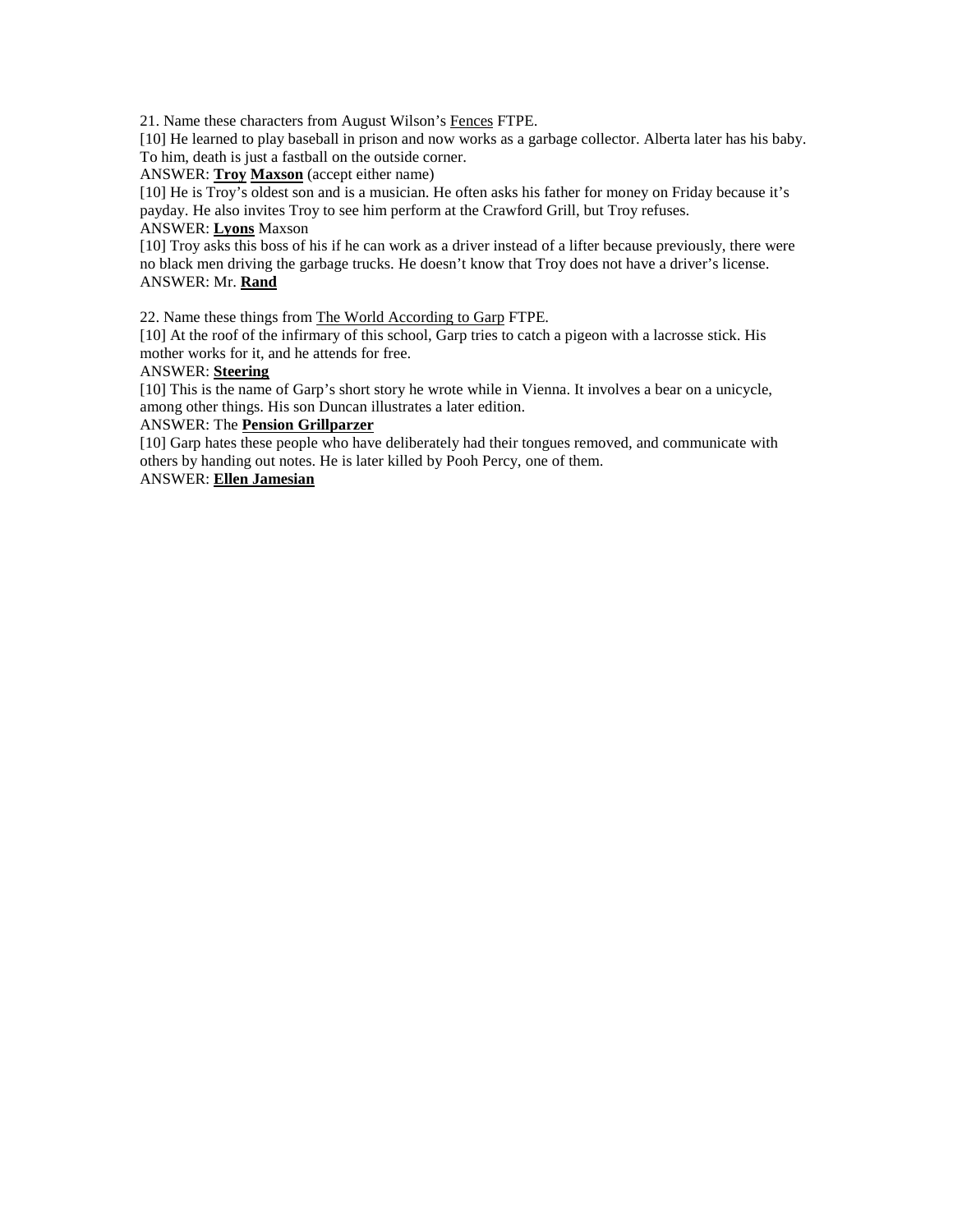21. Name these characters from August Wilson's <u>Fences</u> FTPE.

[10] He learned to play baseball in prison and now works as a garbage collector. Alberta later has his baby. To him, death is just a fastball on the outside corner.

ANSWER: **<u>Troy</u> <u>Maxson</u>** (accept either name)

[10] He is Troy's oldest son and is a musician. He often asks his father for money on Friday because it's payday. He also invites Troy to see him perform at the Crawford Grill, but Troy refuses.

ANSWER: **<u>Lyons</u>** Maxson

[10] Troy asks this boss of his if he can work as a driver instead of a lifter because previously, there were no black men driving the garbage trucks. He doesn't know that Troy does not have a driver's license.

ANSWER: Mr. **<u>Rand</u>**

22. Name these things from <u>The World According to Garp</u> FTPE.

[10] At the roof of the infirmary of this school, Garp tries to catch a pigeon with a lacrosse stick. His mother works for it, and he attends for free.

ANSWER: **<u>Steering</u>**

[10] This is the name of Garp's short story he wrote while in Vienna. It involves a bear on a unicycle, among other things. His son Duncan illustrates a later edition.

ANSWER: The **<u>Pension Grillparzer</u>**

[10] Garp hates these people who have deliberately had their tongues removed, and communicate with others by handing out notes. He is later killed by Pooh Percy, one of them.

ANSWER: **<u>Ellen Jamesian</u>**